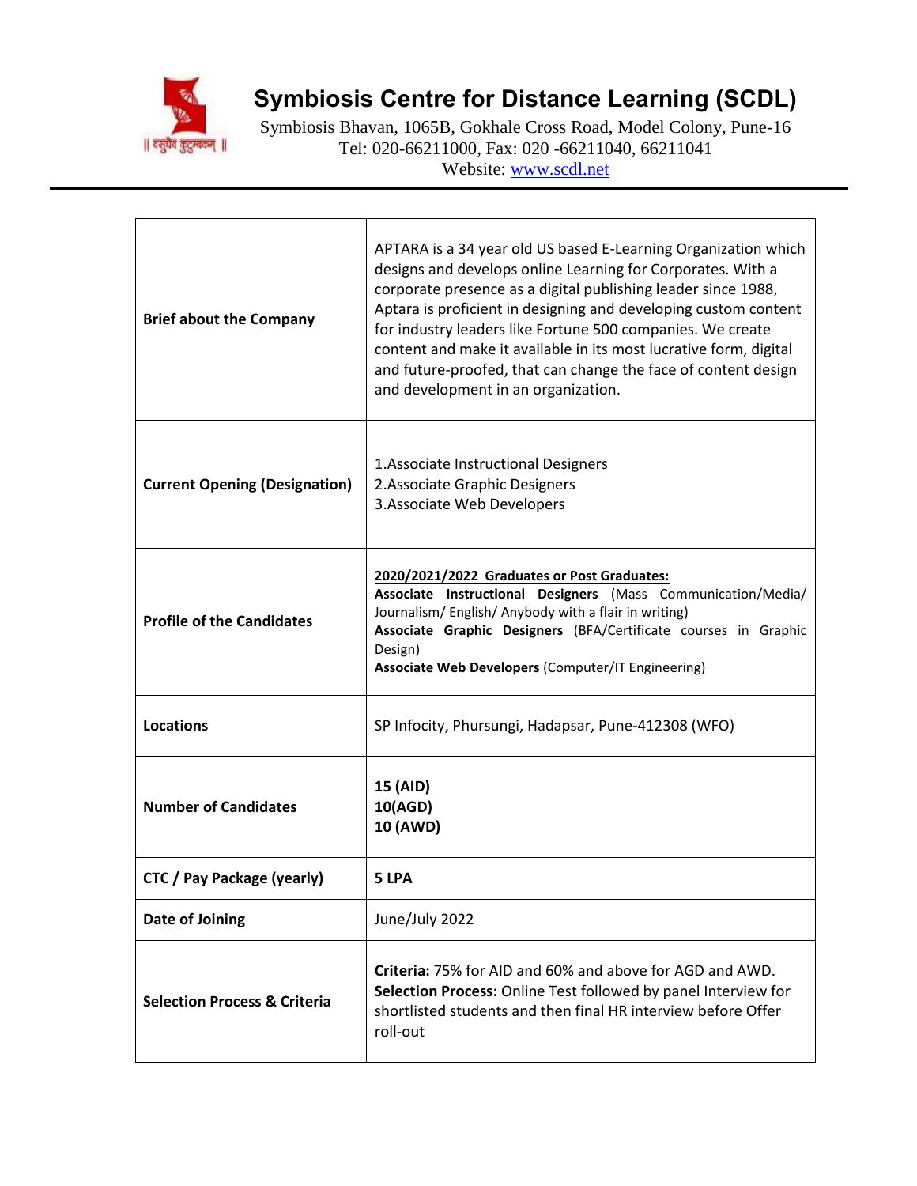# Symbiosis Centre for Distance Learning (SCDL)

Symbiosis Bhavan, 1065B, Gokhale Cross Road, Model Colony, Pune-16
Tel: 020-66211000, Fax: 020 -66211040, 66211041
Website: www.scdl.net

| | |
|---|---|
| **Brief about the Company** | APTARA is a 34 year old US based E-Learning Organization which designs and develops online Learning for Corporates. With a corporate presence as a digital publishing leader since 1988, Aptara is proficient in designing and developing custom content for industry leaders like Fortune 500 companies. We create content and make it available in its most lucrative form, digital and future-proofed, that can change the face of content design and development in an organization. |
| **Current Opening (Designation)** | 1.Associate Instructional Designers<br>2.Associate Graphic Designers<br>3.Associate Web Developers |
| **Profile of the Candidates** | **2020/2021/2022 Graduates or Post Graduates:**<br>**Associate Instructional Designers** (Mass Communication/Media/ Journalism/ English/ Anybody with a flair in writing)<br>**Associate Graphic Designers** (BFA/Certificate courses in Graphic Design)<br>**Associate Web Developers** (Computer/IT Engineering) |
| **Locations** | SP Infocity, Phursungi, Hadapsar, Pune-412308 (WFO) |
| **Number of Candidates** | **15 (AID)**<br>**10(AGD)**<br>**10 (AWD)** |
| **CTC / Pay Package (yearly)** | **5 LPA** |
| **Date of Joining** | June/July 2022 |
| **Selection Process & Criteria** | **Criteria:** 75% for AID and 60% and above for AGD and AWD.<br>**Selection Process:** Online Test followed by panel Interview for shortlisted students and then final HR interview before Offer roll-out |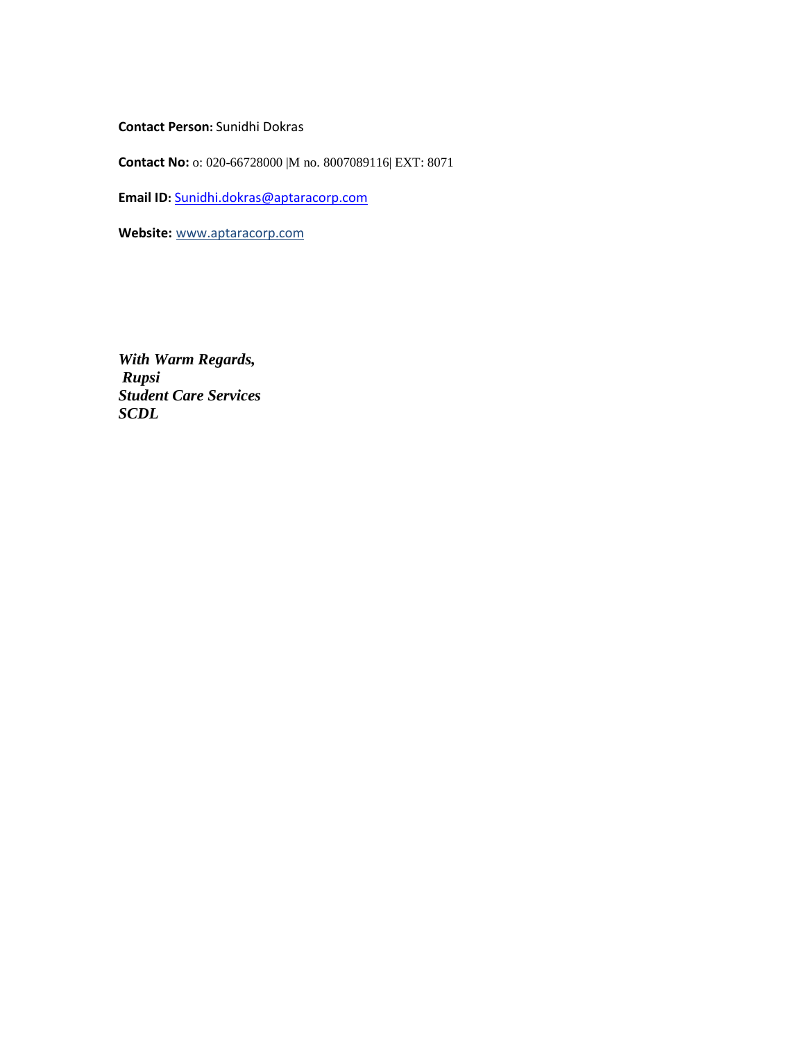**Contact Person:** Sunidhi Dokras

**Contact No:** o: 020-66728000 |M no. 8007089116| EXT: 8071

**Email ID:** Sunidhi.dokras@aptaracorp.com

**Website:** www.aptaracorp.com

***With Warm Regards,***
***Rupsi***
***Student Care Services***
***SCDL***